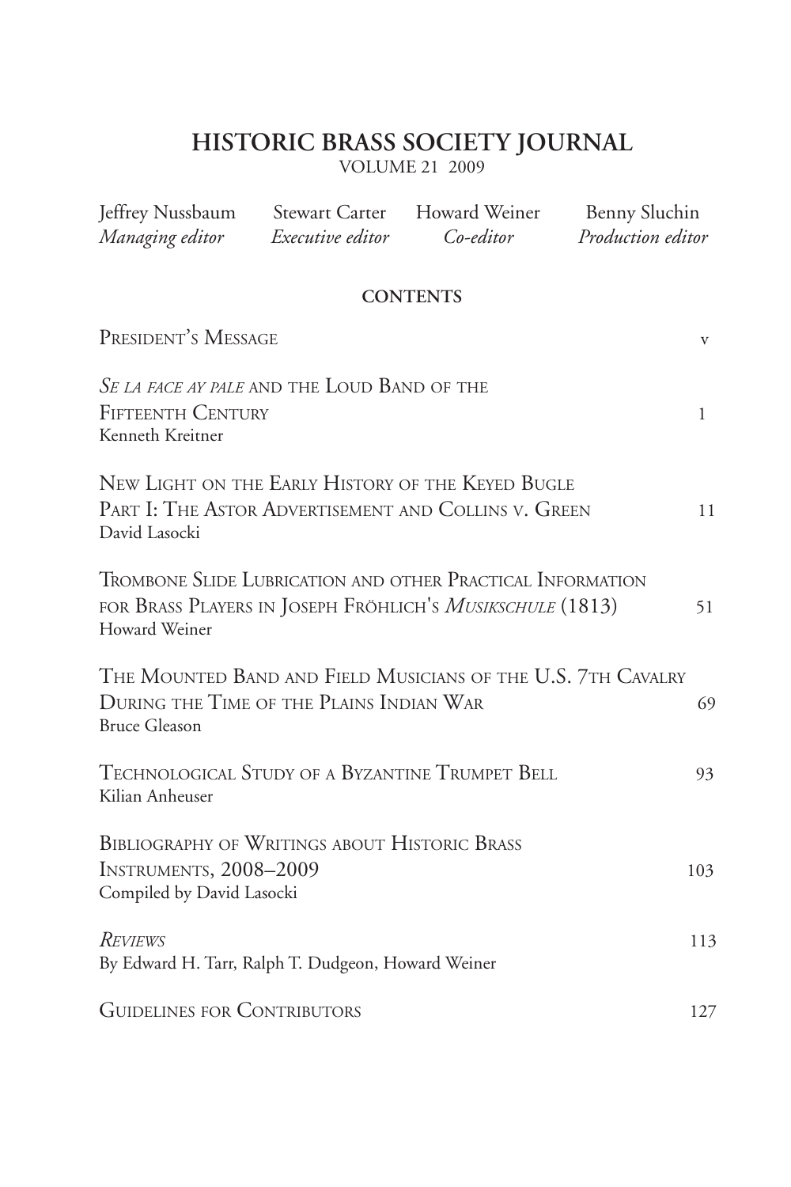# HISTORIC BRASS SOCIETY JOURNAL

VOLUME 21 2009

| Jeffrey Nussbaum | Stewart Carter | Howard Weiner | Benny Sluchin |
|---|---|---|---|
| *Managing editor* | *Executive editor* | *Co-editor* | *Production editor* |

## CONTENTS

President's Message — v

*Se la face ay pale* and the Loud Band of the Fifteenth Century — 1
Kenneth Kreitner

New Light on the Early History of the Keyed Bugle Part I: The Astor Advertisement and Collins v. Green — 11
David Lasocki

Trombone Slide Lubrication and other Practical Information for Brass Players in Joseph Fröhlich's *Musikschule* (1813) — 51
Howard Weiner

The Mounted Band and Field Musicians of the U.S. 7th Cavalry During the Time of the Plains Indian War — 69
Bruce Gleason

Technological Study of a Byzantine Trumpet Bell — 93
Kilian Anheuser

Bibliography of Writings about Historic Brass Instruments, 2008–2009 — 103
Compiled by David Lasocki

*Reviews* — 113
By Edward H. Tarr, Ralph T. Dudgeon, Howard Weiner

Guidelines for Contributors — 127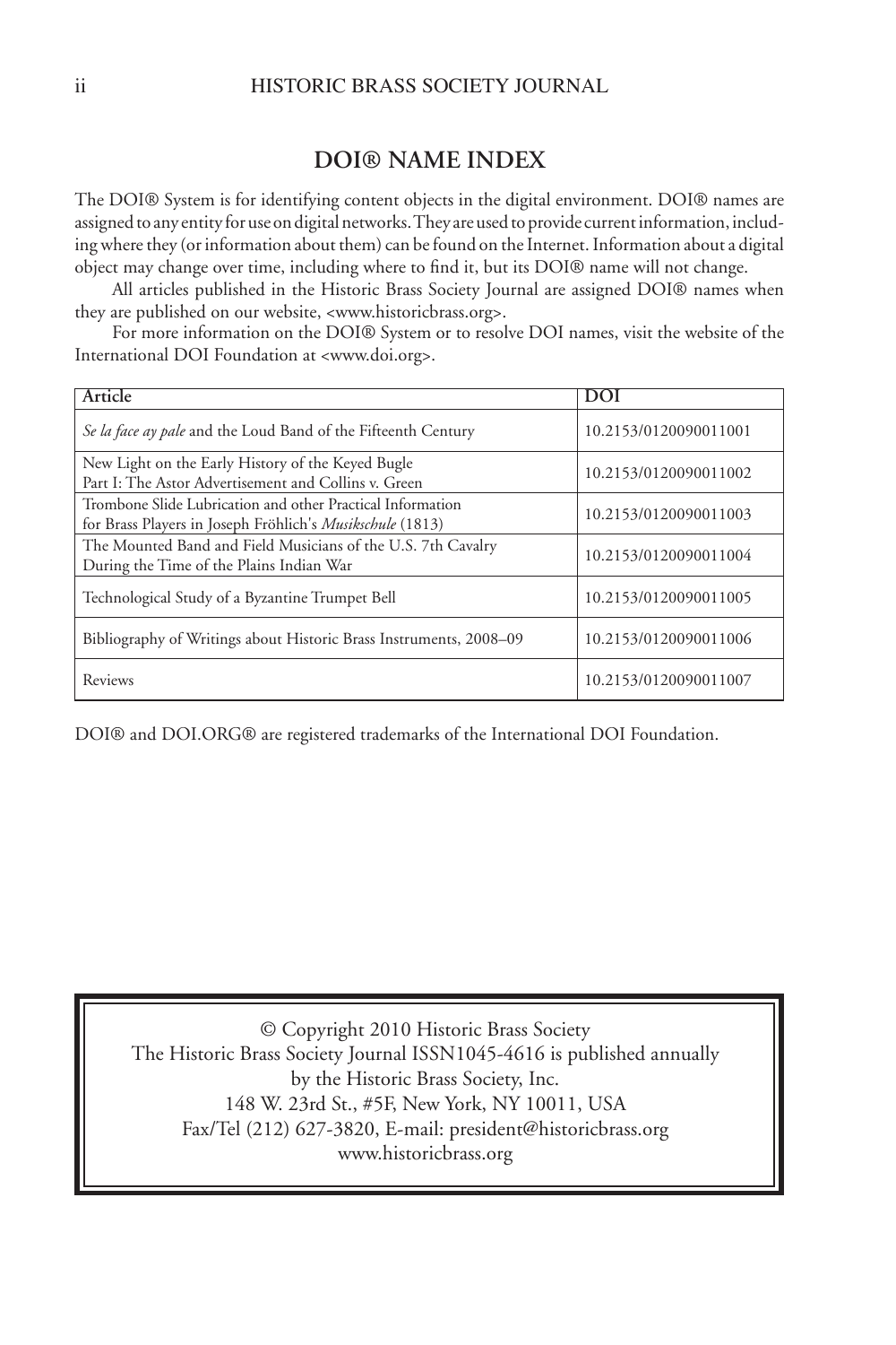## DOI® NAME INDEX

The DOI® System is for identifying content objects in the digital environment. DOI® names are assigned to any entity for use on digital networks. They are used to provide current information, including where they (or information about them) can be found on the Internet. Information about a digital object may change over time, including where to find it, but its DOI® name will not change.

All articles published in the Historic Brass Society Journal are assigned DOI® names when they are published on our website, <www.historicbrass.org>.

For more information on the DOI® System or to resolve DOI names, visit the website of the International DOI Foundation at <www.doi.org>.

| Article | DOI |
|---|---|
| *Se la face ay pale* and the Loud Band of the Fifteenth Century | 10.2153/0120090011001 |
| New Light on the Early History of the Keyed Bugle Part I: The Astor Advertisement and Collins v. Green | 10.2153/0120090011002 |
| Trombone Slide Lubrication and other Practical Information for Brass Players in Joseph Fröhlich's *Musikschule* (1813) | 10.2153/0120090011003 |
| The Mounted Band and Field Musicians of the U.S. 7th Cavalry During the Time of the Plains Indian War | 10.2153/0120090011004 |
| Technological Study of a Byzantine Trumpet Bell | 10.2153/0120090011005 |
| Bibliography of Writings about Historic Brass Instruments, 2008–09 | 10.2153/0120090011006 |
| Reviews | 10.2153/0120090011007 |

DOI® and DOI.ORG® are registered trademarks of the International DOI Foundation.

© Copyright 2010 Historic Brass Society
The Historic Brass Society Journal ISSN1045-4616 is published annually by the Historic Brass Society, Inc.
148 W. 23rd St., #5F, New York, NY 10011, USA
Fax/Tel (212) 627-3820, E-mail: president@historicbrass.org
www.historicbrass.org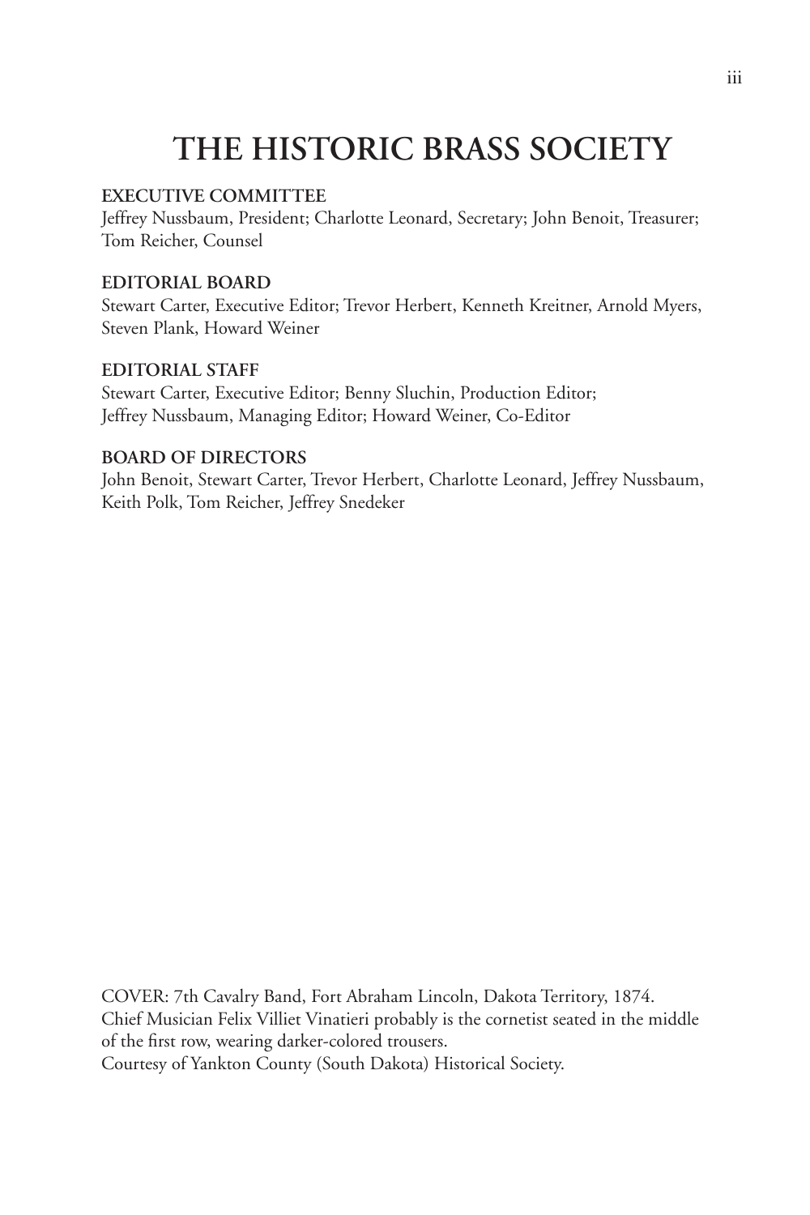# THE HISTORIC BRASS SOCIETY

**EXECUTIVE COMMITTEE**

Jeffrey Nussbaum, President; Charlotte Leonard, Secretary; John Benoit, Treasurer; Tom Reicher, Counsel

**EDITORIAL BOARD**

Stewart Carter, Executive Editor; Trevor Herbert, Kenneth Kreitner, Arnold Myers, Steven Plank, Howard Weiner

**EDITORIAL STAFF**

Stewart Carter, Executive Editor; Benny Sluchin, Production Editor; Jeffrey Nussbaum, Managing Editor; Howard Weiner, Co-Editor

**BOARD OF DIRECTORS**

John Benoit, Stewart Carter, Trevor Herbert, Charlotte Leonard, Jeffrey Nussbaum, Keith Polk, Tom Reicher, Jeffrey Snedeker

COVER: 7th Cavalry Band, Fort Abraham Lincoln, Dakota Territory, 1874. Chief Musician Felix Villiet Vinatieri probably is the cornetist seated in the middle of the first row, wearing darker-colored trousers. Courtesy of Yankton County (South Dakota) Historical Society.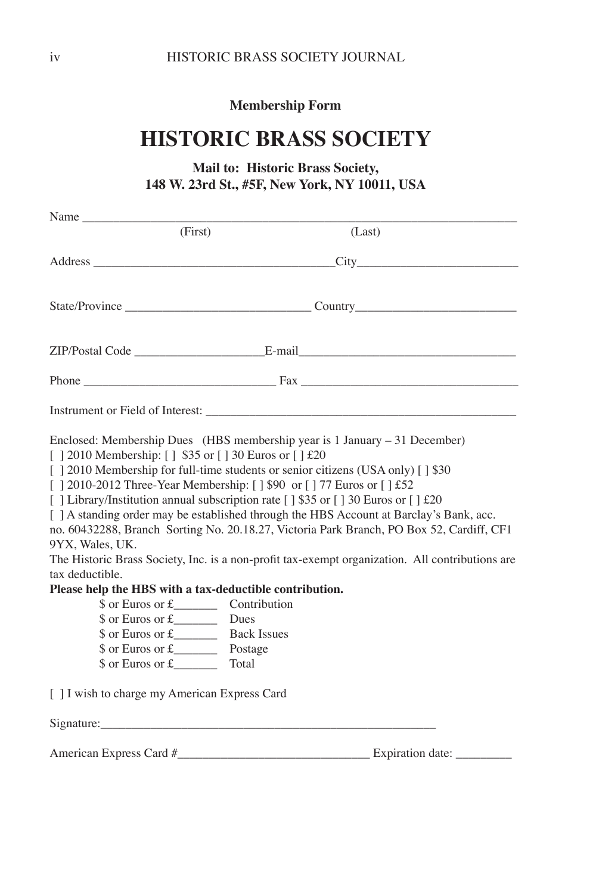**Membership Form**

# HISTORIC BRASS SOCIETY

**Mail to: Historic Brass Society,**
**148 W. 23rd St., #5F, New York, NY 10011, USA**

Name ______________________________________________________________________
(First) (Last)

Address ______________________________________City_________________________

State/Province ____________________________ Country_________________________

ZIP/Postal Code ____________________E-mail__________________________________

Phone ______________________________ Fax __________________________________

Instrument or Field of Interest: _________________________________________________

Enclosed: Membership Dues (HBS membership year is 1 January – 31 December)
[ ] 2010 Membership: [ ] $35 or [ ] 30 Euros or [ ] £20
[ ] 2010 Membership for full-time students or senior citizens (USA only) [ ] $30
[ ] 2010-2012 Three-Year Membership: [ ] $90 or [ ] 77 Euros or [ ] £52
[ ] Library/Institution annual subscription rate [ ] $35 or [ ] 30 Euros or [ ] £20
[ ] A standing order may be established through the HBS Account at Barclay's Bank, acc. no. 60432288, Branch Sorting No. 20.18.27, Victoria Park Branch, PO Box 52, Cardiff, CF1 9YX, Wales, UK.
The Historic Brass Society, Inc. is a non-profit tax-exempt organization. All contributions are tax deductible.
**Please help the HBS with a tax-deductible contribution.**

$ or Euros or £_______ Contribution
$ or Euros or £_______ Dues
$ or Euros or £_______ Back Issues
$ or Euros or £_______ Postage
$ or Euros or £_______ Total

[ ] I wish to charge my American Express Card

Signature:_______________________________________________________

American Express Card #_____________________________ Expiration date: _________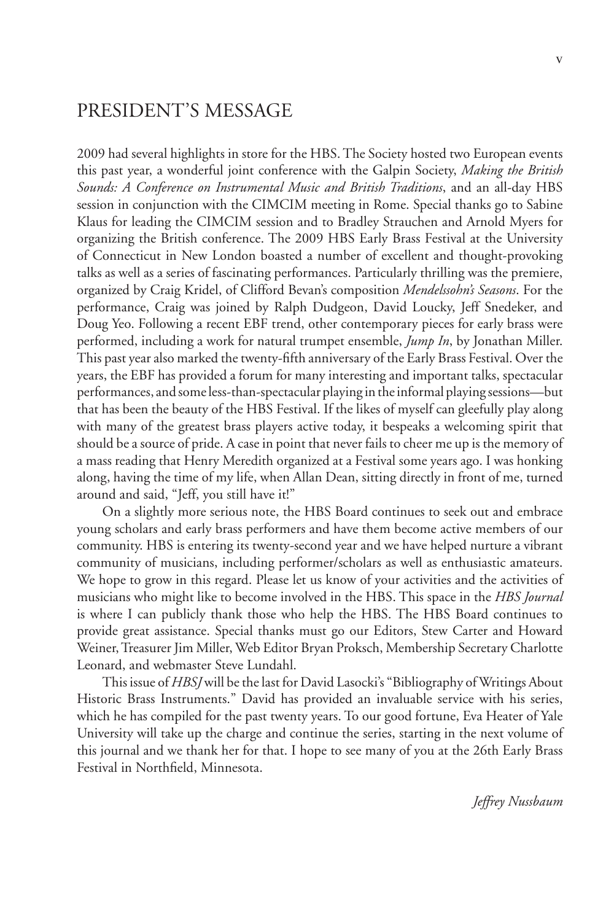# PRESIDENT'S MESSAGE

2009 had several highlights in store for the HBS. The Society hosted two European events this past year, a wonderful joint conference with the Galpin Society, *Making the British Sounds: A Conference on Instrumental Music and British Traditions*, and an all-day HBS session in conjunction with the CIMCIM meeting in Rome. Special thanks go to Sabine Klaus for leading the CIMCIM session and to Bradley Strauchen and Arnold Myers for organizing the British conference. The 2009 HBS Early Brass Festival at the University of Connecticut in New London boasted a number of excellent and thought-provoking talks as well as a series of fascinating performances. Particularly thrilling was the premiere, organized by Craig Kridel, of Clifford Bevan's composition *Mendelssohn's Seasons*. For the performance, Craig was joined by Ralph Dudgeon, David Loucky, Jeff Snedeker, and Doug Yeo. Following a recent EBF trend, other contemporary pieces for early brass were performed, including a work for natural trumpet ensemble, *Jump In*, by Jonathan Miller. This past year also marked the twenty-fifth anniversary of the Early Brass Festival. Over the years, the EBF has provided a forum for many interesting and important talks, spectacular performances, and some less-than-spectacular playing in the informal playing sessions—but that has been the beauty of the HBS Festival. If the likes of myself can gleefully play along with many of the greatest brass players active today, it bespeaks a welcoming spirit that should be a source of pride. A case in point that never fails to cheer me up is the memory of a mass reading that Henry Meredith organized at a Festival some years ago. I was honking along, having the time of my life, when Allan Dean, sitting directly in front of me, turned around and said, "Jeff, you still have it!"

On a slightly more serious note, the HBS Board continues to seek out and embrace young scholars and early brass performers and have them become active members of our community. HBS is entering its twenty-second year and we have helped nurture a vibrant community of musicians, including performer/scholars as well as enthusiastic amateurs. We hope to grow in this regard. Please let us know of your activities and the activities of musicians who might like to become involved in the HBS. This space in the *HBS Journal* is where I can publicly thank those who help the HBS. The HBS Board continues to provide great assistance. Special thanks must go our Editors, Stew Carter and Howard Weiner, Treasurer Jim Miller, Web Editor Bryan Proksch, Membership Secretary Charlotte Leonard, and webmaster Steve Lundahl.

This issue of *HBSJ* will be the last for David Lasocki's "Bibliography of Writings About Historic Brass Instruments." David has provided an invaluable service with his series, which he has compiled for the past twenty years. To our good fortune, Eva Heater of Yale University will take up the charge and continue the series, starting in the next volume of this journal and we thank her for that. I hope to see many of you at the 26th Early Brass Festival in Northfield, Minnesota.

*Jeffrey Nussbaum*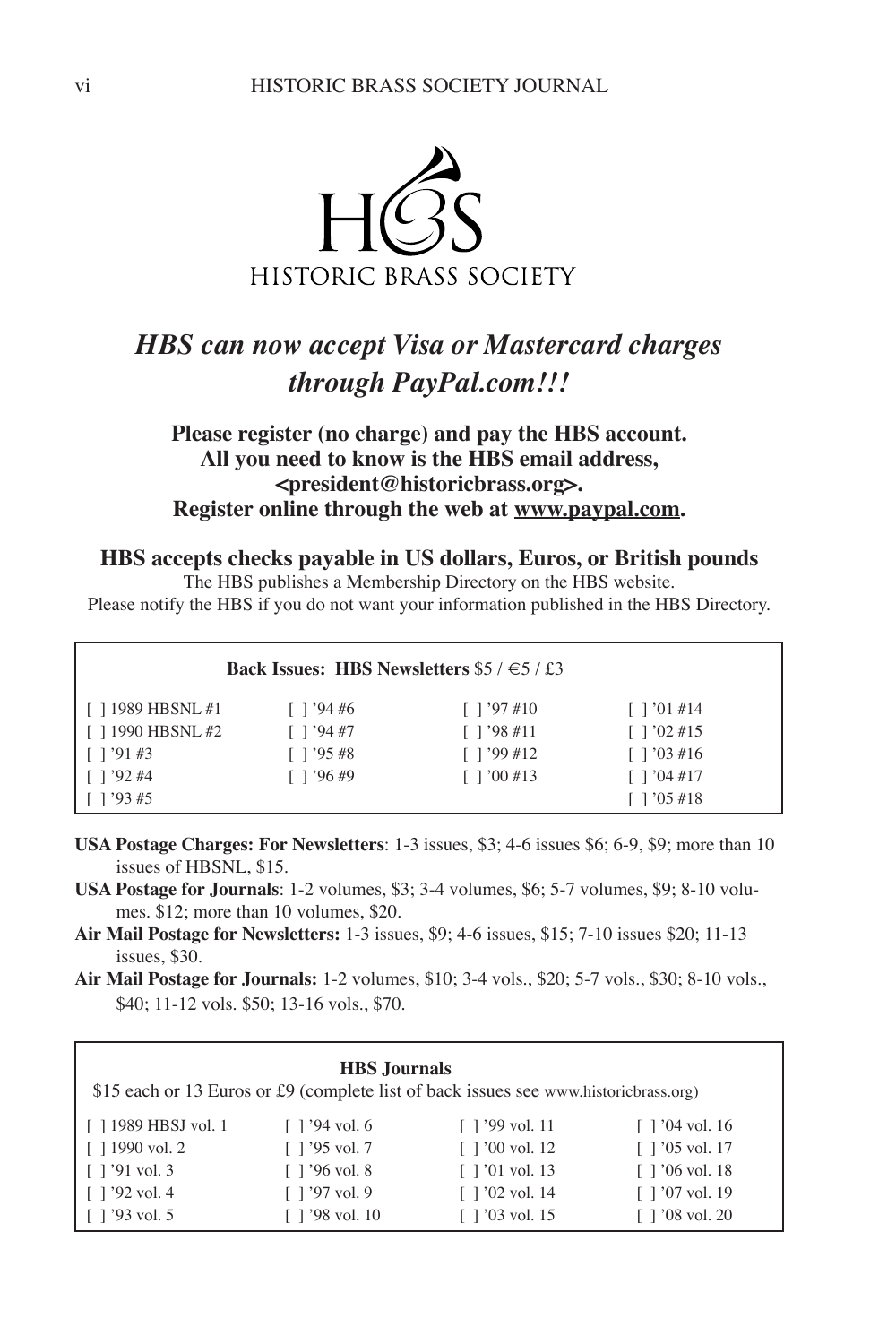HISTORIC BRASS SOCIETY

## *HBS can now accept Visa or Mastercard charges through PayPal.com!!!*

**Please register (no charge) and pay the HBS account. All you need to know is the HBS email address, <president@historicbrass.org>. Register online through the web at www.paypal.com.**

**HBS accepts checks payable in US dollars, Euros, or British pounds**

The HBS publishes a Membership Directory on the HBS website. Please notify the HBS if you do not want your information published in the HBS Directory.

**Back Issues: HBS Newsletters** $5 / €5 / £3

| | | | |
|---|---|---|---|
| [ ] 1989 HBSNL #1 | [ ] '94 #6 | [ ] '97 #10 | [ ] '01 #14 |
| [ ] 1990 HBSNL #2 | [ ] '94 #7 | [ ] '98 #11 | [ ] '02 #15 |
| [ ] '91 #3 | [ ] '95 #8 | [ ] '99 #12 | [ ] '03 #16 |
| [ ] '92 #4 | [ ] '96 #9 | [ ] '00 #13 | [ ] '04 #17 |
| [ ] '93 #5 | | | [ ] '05 #18 |

**USA Postage Charges: For Newsletters**: 1-3 issues, $3; 4-6 issues $6; 6-9, $9; more than 10 issues of HBSNL, $15.

**USA Postage for Journals**: 1-2 volumes, $3; 3-4 volumes, $6; 5-7 volumes, $9; 8-10 volumes. $12; more than 10 volumes, $20.

**Air Mail Postage for Newsletters:** 1-3 issues, $9; 4-6 issues, $15; 7-10 issues $20; 11-13 issues, $30.

**Air Mail Postage for Journals:** 1-2 volumes, $10; 3-4 vols., $20; 5-7 vols., $30; 8-10 vols., $40; 11-12 vols. $50; 13-16 vols., $70.

**HBS Journals**

$15 each or 13 Euros or £9 (complete list of back issues see www.historicbrass.org)

| | | | |
|---|---|---|---|
| [ ] 1989 HBSJ vol. 1 | [ ] '94 vol. 6 | [ ] '99 vol. 11 | [ ] '04 vol. 16 |
| [ ] 1990 vol. 2 | [ ] '95 vol. 7 | [ ] '00 vol. 12 | [ ] '05 vol. 17 |
| [ ] '91 vol. 3 | [ ] '96 vol. 8 | [ ] '01 vol. 13 | [ ] '06 vol. 18 |
| [ ] '92 vol. 4 | [ ] '97 vol. 9 | [ ] '02 vol. 14 | [ ] '07 vol. 19 |
| [ ] '93 vol. 5 | [ ] '98 vol. 10 | [ ] '03 vol. 15 | [ ] '08 vol. 20 |